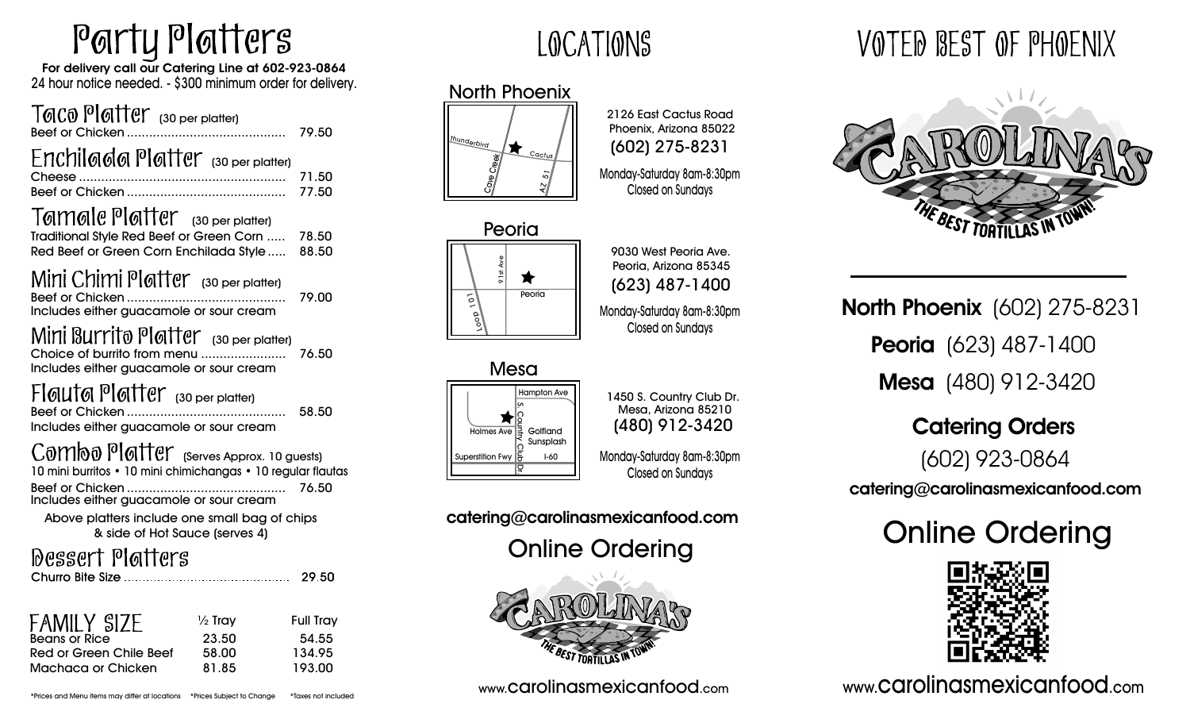# Party Platters

**For delivery call our Catering Line at 602-923-0864**
24 hour notice needed. - $300 minimum order for delivery.

## Taco Platter (30 per platter)

Beef or Chicken .......... 79.50

## Enchilada Platter (30 per platter)

Cheese .......... 71.50
Beef or Chicken .......... 77.50

## Tamale Platter (30 per platter)

Traditional Style Red Beef or Green Corn ..... 78.50
Red Beef or Green Corn Enchilada Style ..... 88.50

## Mini Chimi Platter (30 per platter)

Beef or Chicken .......... 79.00
Includes either guacamole or sour cream

## Mini Burrito Platter (30 per platter)

Choice of burrito from menu .......... 76.50
Includes either guacamole or sour cream

## Flauta Platter (30 per platter)

Beef or Chicken .......... 58.50
Includes either guacamole or sour cream

## Combo Platter (Serves Approx. 10 guests)

10 mini burritos • 10 mini chimichangas • 10 regular flautas
Beef or Chicken .......... 76.50
Includes either guacamole or sour cream

Above platters include one small bag of chips & side of Hot Sauce (serves 4)

## Dessert Platters

Churro Bite Size .......... 29.50

## FAMILY SIZE

| | ½ Tray | Full Tray |
|---|---|---|
| Beans or Rice | 23.50 | 54.55 |
| Red or Green Chile Beef | 58.00 | 134.95 |
| Machaca or Chicken | 81.85 | 193.00 |

*Prices and Menu items may differ at locations *Prices Subject to Change *Taxes not included

# LOCATIONS

## North Phoenix

2126 East Cactus Road
Phoenix, Arizona 85022
(602) 275-8231

Monday-Saturday 8am-8:30pm
Closed on Sundays

## Peoria

9030 West Peoria Ave.
Peoria, Arizona 85345
(623) 487-1400

Monday-Saturday 8am-8:30pm
Closed on Sundays

## Mesa

1450 S. Country Club Dr.
Mesa, Arizona 85210
(480) 912-3420

Monday-Saturday 8am-8:30pm
Closed on Sundays

**catering@carolinasmexicanfood.com**

## Online Ordering

www.carolinasmexicanfood.com

# VOTED BEST OF PHOENIX

CAROLINA'S
THE BEST TORTILLAS IN TOWN!

**North Phoenix** (602) 275-8231
**Peoria** (623) 487-1400
**Mesa** (480) 912-3420

## Catering Orders

(602) 923-0864
**catering@carolinasmexicanfood.com**

## Online Ordering

www.carolinasmexicanfood.com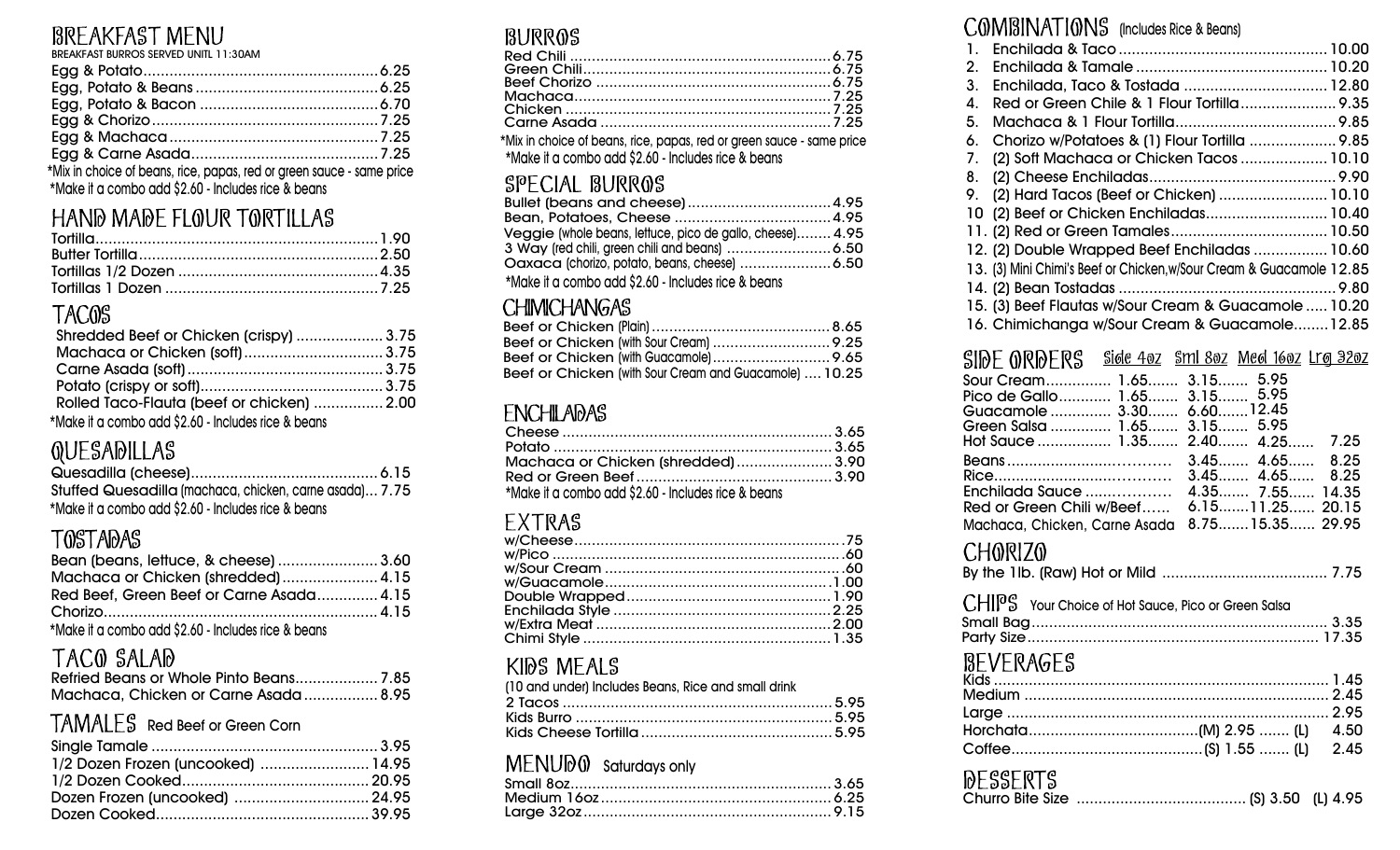# BREAKFAST MENU

BREAKFAST BURROS SERVED UNTIL 11:30AM

| | |
|---|---|
| Egg & Potato | 6.25 |
| Egg, Potato & Beans | 6.25 |
| Egg, Potato & Bacon | 6.70 |
| Egg & Chorizo | 7.25 |
| Egg & Machaca | 7.25 |
| Egg & Carne Asada | 7.25 |

*Mix in choice of beans, rice, papas, red or green sauce - same price
*Make it a combo add $2.60 - Includes rice & beans

## HAND MADE FLOUR TORTILLAS

| | |
|---|---|
| Tortilla | 1.90 |
| Butter Tortilla | 2.50 |
| Tortillas 1/2 Dozen | 4.35 |
| Tortillas 1 Dozen | 7.25 |

## TACOS

| | |
|---|---|
| Shredded Beef or Chicken (crispy) | 3.75 |
| Machaca or Chicken (soft) | 3.75 |
| Carne Asada (soft) | 3.75 |
| Potato (crispy or soft) | 3.75 |
| Rolled Taco-Flauta (beef or chicken) | 2.00 |

*Make it a combo add $2.60 - Includes rice & beans

## QUESADILLAS

| | |
|---|---|
| Quesadilla (cheese) | 6.15 |
| Stuffed Quesadilla (machaca, chicken, carne asada) | 7.75 |

*Make it a combo add $2.60 - Includes rice & beans

## TOSTADAS

| | |
|---|---|
| Bean (beans, lettuce, & cheese) | 3.60 |
| Machaca or Chicken (shredded) | 4.15 |
| Red Beef, Green Beef or Carne Asada | 4.15 |
| Chorizo | 4.15 |

*Make it a combo add $2.60 - Includes rice & beans

## TACO SALAD

| | |
|---|---|
| Refried Beans or Whole Pinto Beans | 7.85 |
| Machaca, Chicken or Carne Asada | 8.95 |

## TAMALES Red Beef or Green Corn

| | |
|---|---|
| Single Tamale | 3.95 |
| 1/2 Dozen Frozen (uncooked) | 14.95 |
| 1/2 Dozen Cooked | 20.95 |
| Dozen Frozen (uncooked) | 24.95 |
| Dozen Cooked | 39.95 |

## BURROS

| | |
|---|---|
| Red Chili | 6.75 |
| Green Chili | 6.75 |
| Beef Chorizo | 6.75 |
| Machaca | 7.25 |
| Chicken | 7.25 |
| Carne Asada | 7.25 |

*Mix in choice of beans, rice, papas, red or green sauce - same price
*Make it a combo add $2.60 - Includes rice & beans

## SPECIAL BURROS

| | |
|---|---|
| Bullet (beans and cheese) | 4.95 |
| Bean, Potatoes, Cheese | 4.95 |
| Veggie (whole beans, lettuce, pico de gallo, cheese) | 4.95 |
| 3 Way (red chili, green chili and beans) | 6.50 |
| Oaxaca (chorizo, potato, beans, cheese) | 6.50 |

*Make it a combo add $2.60 - Includes rice & beans

## CHIMICHANGAS

| | |
|---|---|
| Beef or Chicken (Plain) | 8.65 |
| Beef or Chicken (with Sour Cream) | 9.25 |
| Beef or Chicken (with Guacamole) | 9.65 |
| Beef or Chicken (with Sour Cream and Guacamole) | 10.25 |

## ENCHILADAS

| | |
|---|---|
| Cheese | 3.65 |
| Potato | 3.65 |
| Machaca or Chicken (shredded) | 3.90 |
| Red or Green Beef | 3.90 |

*Make it a combo add $2.60 - Includes rice & beans

## EXTRAS

| | |
|---|---|
| w/Cheese | .75 |
| w/Pico | .60 |
| w/Sour Cream | .60 |
| w/Guacamole | 1.00 |
| Double Wrapped | 1.90 |
| Enchilada Style | 2.25 |
| w/Extra Meat | 2.00 |
| Chimi Style | 1.35 |

## KIDS MEALS

(10 and under) Includes Beans, Rice and small drink

| | |
|---|---|
| 2 Tacos | 5.95 |
| Kids Burro | 5.95 |
| Kids Cheese Tortilla | 5.95 |

## MENUDO Saturdays only

| | |
|---|---|
| Small 8oz | 3.65 |
| Medium 16oz | 6.25 |
| Large 32oz | 9.15 |

## COMBINATIONS (Includes Rice & Beans)

| | |
|---|---|
| 1. Enchilada & Taco | 10.00 |
| 2. Enchilada & Tamale | 10.20 |
| 3. Enchilada, Taco & Tostada | 12.80 |
| 4. Red or Green Chile & 1 Flour Tortilla | 9.35 |
| 5. Machaca & 1 Flour Tortilla | 9.85 |
| 6. Chorizo w/Potatoes & (1) Flour Tortilla | 9.85 |
| 7. (2) Soft Machaca or Chicken Tacos | 10.10 |
| 8. (2) Cheese Enchiladas | 9.90 |
| 9. (2) Hard Tacos (Beef or Chicken) | 10.10 |
| 10 (2) Beef or Chicken Enchiladas | 10.40 |
| 11. (2) Red or Green Tamales | 10.50 |
| 12. (2) Double Wrapped Beef Enchiladas | 10.60 |
| 13. (3) Mini Chimi's Beef or Chicken,w/Sour Cream & Guacamole | 12.85 |
| 14. (2) Bean Tostadas | 9.80 |
| 15. (3) Beef Flautas w/Sour Cream & Guacamole | 10.20 |
| 16. Chimichanga w/Sour Cream & Guacamole | 12.85 |

## SIDE ORDERS

| | Side 4oz | Sml 8oz | Med 16oz | Lrg 32oz |
|---|---|---|---|---|
| Sour Cream | 1.65 | 3.15 | 5.95 | |
| Pico de Gallo | 1.65 | 3.15 | 5.95 | |
| Guacamole | 3.30 | 6.60 | 12.45 | |
| Green Salsa | 1.65 | 3.15 | 5.95 | |
| Hot Sauce | 1.35 | 2.40 | 4.25 | 7.25 |
| Beans | | 3.45 | 4.65 | 8.25 |
| Rice | | 3.45 | 4.65 | 8.25 |
| Enchilada Sauce | | 4.35 | 7.55 | 14.35 |
| Red or Green Chili w/Beef | | 6.15 | 11.25 | 20.15 |
| Machaca, Chicken, Carne Asada | | 8.75 | 15.35 | 29.95 |

## CHORIZO

| | |
|---|---|
| By the 1lb. (Raw) Hot or Mild | 7.75 |

## CHIPS Your Choice of Hot Sauce, Pico or Green Salsa

| | |
|---|---|
| Small Bag | 3.35 |
| Party Size | 17.35 |

## BEVERAGES

| | |
|---|---|
| Kids | 1.45 |
| Medium | 2.45 |
| Large | 2.95 |
| Horchata (M) 2.95 (L) | 4.50 |
| Coffee (S) 1.55 (L) | 2.45 |

## DESSERTS

| | |
|---|---|
| Churro Bite Size (S) 3.50 | (L) 4.95 |